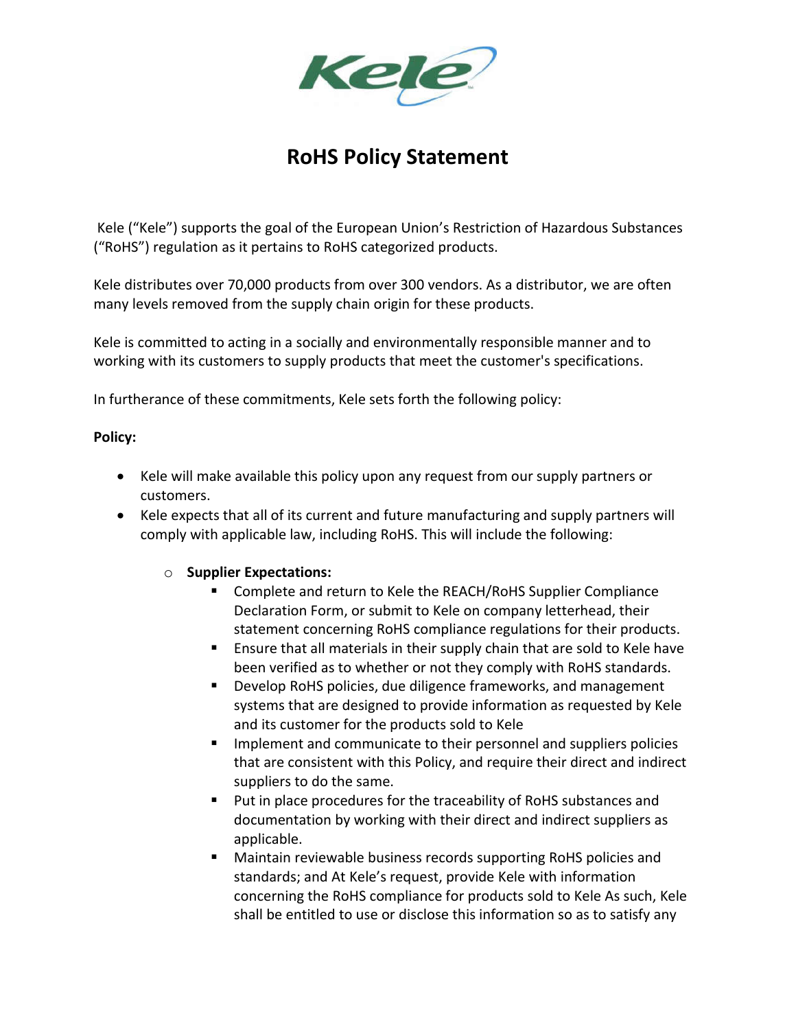# RoHS Policy Statement

Kele ("Kele") supports the goal of the European Union's Restriction of Hazardous Substances ("RoHS") regulation as it pertains to RoHS categorized products.

Kele distributes over 70,000 products from over 300 vendors. As a distributor, we are often many levels removed from the supply chain origin for these products.

Kele is committed to acting in a socially and environmentally responsible manner and to working with its customers to supply products that meet the customer's specifications.

In furtherance of these commitments, Kele sets forth the following policy:

**Policy:**

- Kele will make available this policy upon any request from our supply partners or customers.
- Kele expects that all of its current and future manufacturing and supply partners will comply with applicable law, including RoHS. This will include the following:
  - **Supplier Expectations:**
    - Complete and return to Kele the REACH/RoHS Supplier Compliance Declaration Form, or submit to Kele on company letterhead, their statement concerning RoHS compliance regulations for their products.
    - Ensure that all materials in their supply chain that are sold to Kele have been verified as to whether or not they comply with RoHS standards.
    - Develop RoHS policies, due diligence frameworks, and management systems that are designed to provide information as requested by Kele and its customer for the products sold to Kele
    - Implement and communicate to their personnel and suppliers policies that are consistent with this Policy, and require their direct and indirect suppliers to do the same.
    - Put in place procedures for the traceability of RoHS substances and documentation by working with their direct and indirect suppliers as applicable.
    - Maintain reviewable business records supporting RoHS policies and standards; and At Kele's request, provide Kele with information concerning the RoHS compliance for products sold to Kele As such, Kele shall be entitled to use or disclose this information so as to satisfy any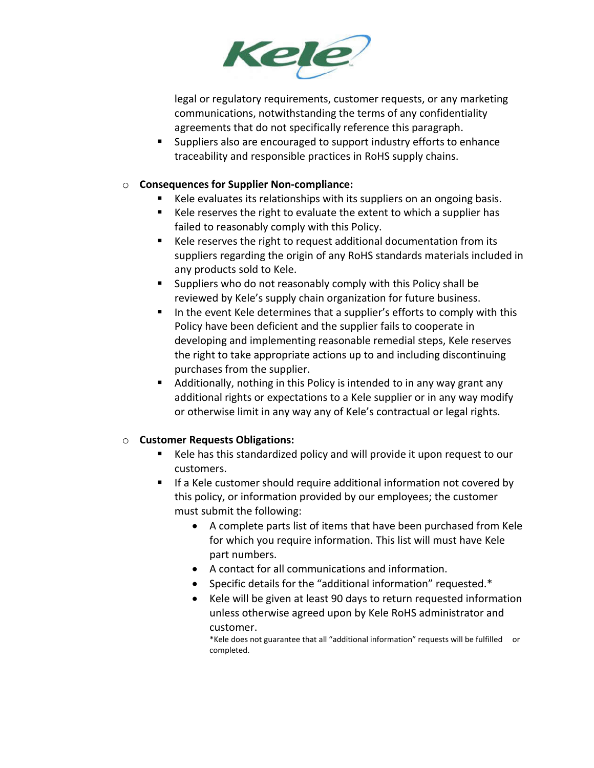legal or regulatory requirements, customer requests, or any marketing communications, notwithstanding the terms of any confidentiality agreements that do not specifically reference this paragraph.

- Suppliers also are encouraged to support industry efforts to enhance traceability and responsible practices in RoHS supply chains.

- **Consequences for Supplier Non-compliance:**
  - Kele evaluates its relationships with its suppliers on an ongoing basis.
  - Kele reserves the right to evaluate the extent to which a supplier has failed to reasonably comply with this Policy.
  - Kele reserves the right to request additional documentation from its suppliers regarding the origin of any RoHS standards materials included in any products sold to Kele.
  - Suppliers who do not reasonably comply with this Policy shall be reviewed by Kele's supply chain organization for future business.
  - In the event Kele determines that a supplier's efforts to comply with this Policy have been deficient and the supplier fails to cooperate in developing and implementing reasonable remedial steps, Kele reserves the right to take appropriate actions up to and including discontinuing purchases from the supplier.
  - Additionally, nothing in this Policy is intended to in any way grant any additional rights or expectations to a Kele supplier or in any way modify or otherwise limit in any way any of Kele's contractual or legal rights.

- **Customer Requests Obligations:**
  - Kele has this standardized policy and will provide it upon request to our customers.
  - If a Kele customer should require additional information not covered by this policy, or information provided by our employees; the customer must submit the following:
    - A complete parts list of items that have been purchased from Kele for which you require information. This list will must have Kele part numbers.
    - A contact for all communications and information.
    - Specific details for the "additional information" requested.*
    - Kele will be given at least 90 days to return requested information unless otherwise agreed upon by Kele RoHS administrator and customer.

*Kele does not guarantee that all "additional information" requests will be fulfilled or completed.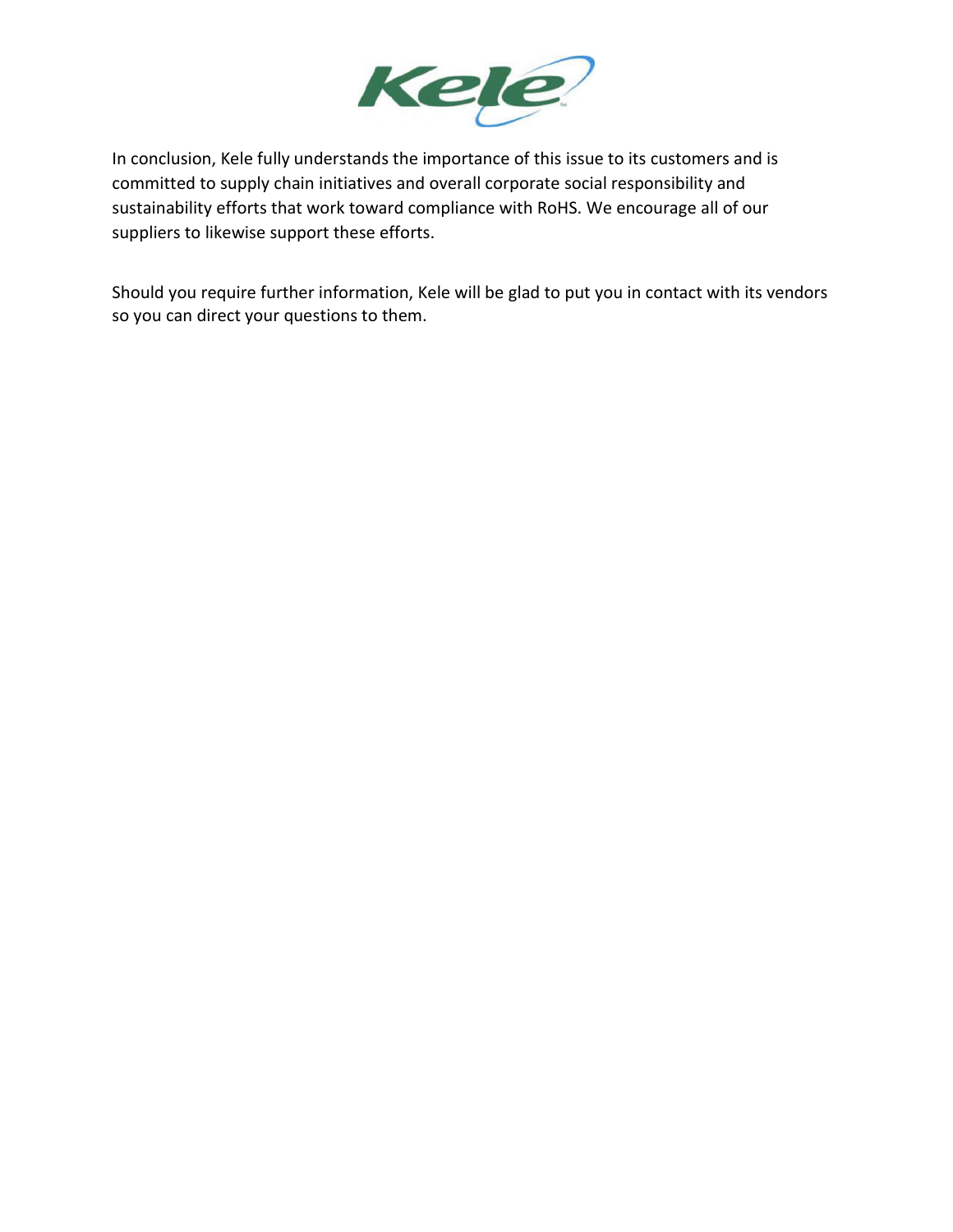In conclusion, Kele fully understands the importance of this issue to its customers and is committed to supply chain initiatives and overall corporate social responsibility and sustainability efforts that work toward compliance with RoHS. We encourage all of our suppliers to likewise support these efforts.

Should you require further information, Kele will be glad to put you in contact with its vendors so you can direct your questions to them.